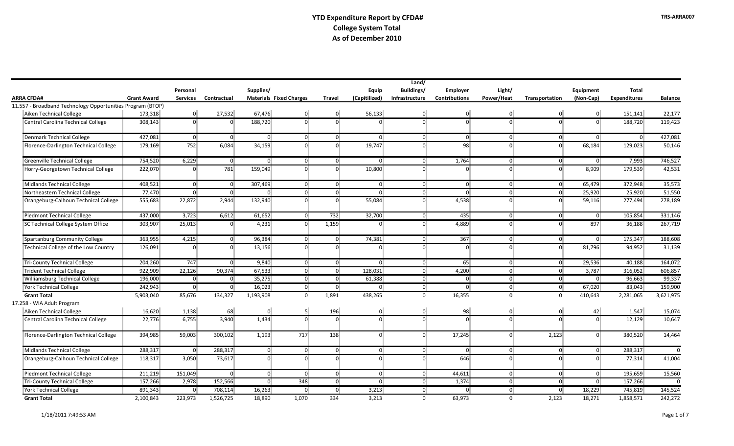# YTD Expenditure Report by CFDA#
## College System Total
## As of December 2010

TRS-ARRA007

| ARRA CFDA# | Grant Award | Personal Services | Contractual | Supplies/ Materials | Fixed Charges | Travel | Equip (Capitilized) | Land/ Buildings/ Infrastructure | Employer Contributions | Light/ Power/Heat | Transportation | Equipment (Non-Cap) | Total Expenditures | Balance |
|---|---|---|---|---|---|---|---|---|---|---|---|---|---|---|
| 11.557 - Broadband Technology Opportunities Program (BTOP) | | | | | | | | | | | | | | |
| Aiken Technical College | 173,318 | 0 | 27,532 | 67,476 | 0 | 0 | 56,133 | 0 | 0 | 0 | 0 | 0 | 151,141 | 22,177 |
| Central Carolina Technical College | 308,143 | 0 | 0 | 188,720 | 0 | 0 | 0 | 0 | 0 | 0 | 0 | 0 | 188,720 | 119,423 |
| Denmark Technical College | 427,081 | 0 | 0 | 0 | 0 | 0 | 0 | 0 | 0 | 0 | 0 | 0 | 0 | 427,081 |
| Florence-Darlington Technical College | 179,169 | 752 | 6,084 | 34,159 | 0 | 0 | 19,747 | 0 | 98 | 0 | 0 | 68,184 | 129,023 | 50,146 |
| Greenville Technical College | 754,520 | 6,229 | 0 | 0 | 0 | 0 | 0 | 0 | 1,764 | 0 | 0 | 0 | 7,993 | 746,527 |
| Horry-Georgetown Technical College | 222,070 | 0 | 781 | 159,049 | 0 | 0 | 10,800 | 0 | 0 | 0 | 0 | 8,909 | 179,539 | 42,531 |
| Midlands Technical College | 408,521 | 0 | 0 | 307,469 | 0 | 0 | 0 | 0 | 0 | 0 | 0 | 65,479 | 372,948 | 35,573 |
| Northeastern Technical College | 77,470 | 0 | 0 | 0 | 0 | 0 | 0 | 0 | 0 | 0 | 0 | 25,920 | 25,920 | 51,550 |
| Orangeburg-Calhoun Technical College | 555,683 | 22,872 | 2,944 | 132,940 | 0 | 0 | 55,084 | 0 | 4,538 | 0 | 0 | 59,116 | 277,494 | 278,189 |
| Piedmont Technical College | 437,000 | 3,723 | 6,612 | 61,652 | 0 | 732 | 32,700 | 0 | 435 | 0 | 0 | 0 | 105,854 | 331,146 |
| SC Technical College System Office | 303,907 | 25,013 | 0 | 4,231 | 0 | 1,159 | 0 | 0 | 4,889 | 0 | 0 | 897 | 36,188 | 267,719 |
| Spartanburg Community College | 363,955 | 4,215 | 0 | 96,384 | 0 | 0 | 74,381 | 0 | 367 | 0 | 0 | 0 | 175,347 | 188,608 |
| Technical College of the Low Country | 126,091 | 0 | 0 | 13,156 | 0 | 0 | 0 | 0 | 0 | 0 | 0 | 81,796 | 94,952 | 31,139 |
| Tri-County Technical College | 204,260 | 747 | 0 | 9,840 | 0 | 0 | 0 | 0 | 65 | 0 | 0 | 29,536 | 40,188 | 164,072 |
| Trident Technical College | 922,909 | 22,126 | 90,374 | 67,533 | 0 | 0 | 128,031 | 0 | 4,200 | 0 | 0 | 3,787 | 316,052 | 606,857 |
| Williamsburg Technical College | 196,000 | 0 | 0 | 35,275 | 0 | 0 | 61,388 | 0 | 0 | 0 | 0 | 0 | 96,663 | 99,337 |
| York Technical College | 242,943 | 0 | 0 | 16,023 | 0 | 0 | 0 | 0 | 0 | 0 | 0 | 67,020 | 83,043 | 159,900 |
| **Grant Total** | 5,903,040 | 85,676 | 134,327 | 1,193,908 | 0 | 1,891 | 438,265 | 0 | 16,355 | 0 | 0 | 410,643 | 2,281,065 | 3,621,975 |
| 17.258 - WIA Adult Program | | | | | | | | | | | | | | |
| Aiken Technical College | 16,620 | 1,138 | 68 | 0 | 5 | 196 | 0 | 0 | 98 | 0 | 0 | 42 | 1,547 | 15,074 |
| Central Carolina Technical College | 22,776 | 6,755 | 3,940 | 1,434 | 0 | 0 | 0 | 0 | 0 | 0 | 0 | 0 | 12,129 | 10,647 |
| Florence-Darlington Technical College | 394,985 | 59,003 | 300,102 | 1,193 | 717 | 138 | 0 | 0 | 17,245 | 0 | 2,123 | 0 | 380,520 | 14,464 |
| Midlands Technical College | 288,317 | 0 | 288,317 | 0 | 0 | 0 | 0 | 0 | 0 | 0 | 0 | 0 | 288,317 | 0 |
| Orangeburg-Calhoun Technical College | 118,317 | 3,050 | 73,617 | 0 | 0 | 0 | 0 | 0 | 646 | 0 | 0 | 0 | 77,314 | 41,004 |
| Piedmont Technical College | 211,219 | 151,049 | 0 | 0 | 0 | 0 | 0 | 0 | 44,611 | 0 | 0 | 0 | 195,659 | 15,560 |
| Tri-County Technical College | 157,266 | 2,978 | 152,566 | 0 | 348 | 0 | 0 | 0 | 1,374 | 0 | 0 | 0 | 157,266 | 0 |
| York Technical College | 891,343 | 0 | 708,114 | 16,263 | 0 | 0 | 3,213 | 0 | 0 | 0 | 0 | 18,229 | 745,819 | 145,524 |
| **Grant Total** | 2,100,843 | 223,973 | 1,526,725 | 18,890 | 1,070 | 334 | 3,213 | 0 | 63,973 | 0 | 2,123 | 18,271 | 1,858,571 | 242,272 |

1/18/2011 7:49:53 AM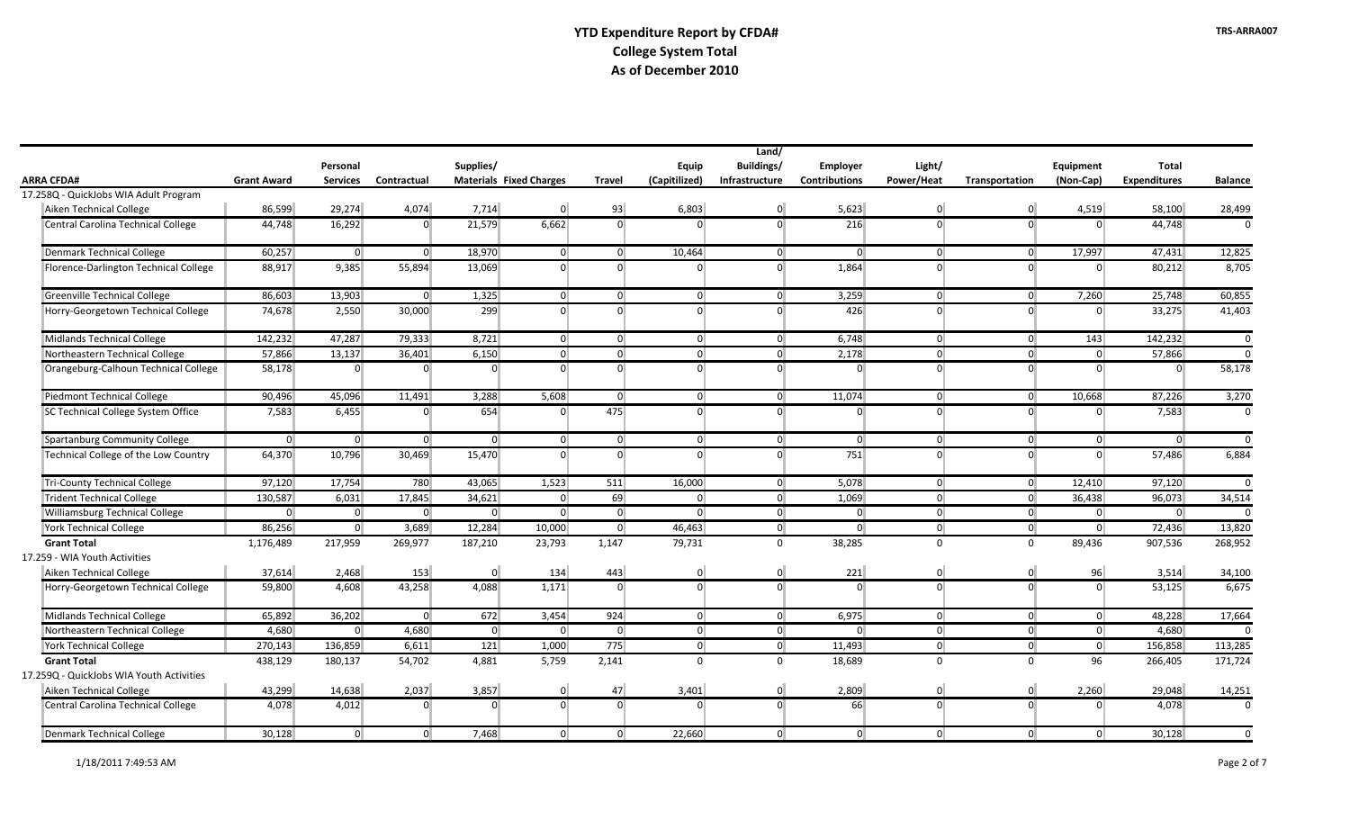# YTD Expenditure Report by CFDA#
## College System Total
## As of December 2010

TRS-ARRA007

| ARRA CFDA# | Grant Award | Personal Services | Contractual | Supplies/ Materials | Fixed Charges | Travel | Equip (Capitilized) | Land/ Buildings/ Infrastructure | Employer Contributions | Light/ Power/Heat | Transportation | Equipment (Non-Cap) | Total Expenditures | Balance |
|---|---|---|---|---|---|---|---|---|---|---|---|---|---|---|
| 17.258Q - QuickJobs WIA Adult Program | | | | | | | | | | | | | | |
| Aiken Technical College | 86,599 | 29,274 | 4,074 | 7,714 | 0 | 93 | 6,803 | 0 | 5,623 | 0 | 0 | 4,519 | 58,100 | 28,499 |
| Central Carolina Technical College | 44,748 | 16,292 | 0 | 21,579 | 6,662 | 0 | 0 | 0 | 216 | 0 | 0 | 0 | 44,748 | 0 |
| Denmark Technical College | 60,257 | 0 | 0 | 18,970 | 0 | 0 | 10,464 | 0 | 0 | 0 | 0 | 17,997 | 47,431 | 12,825 |
| Florence-Darlington Technical College | 88,917 | 9,385 | 55,894 | 13,069 | 0 | 0 | 0 | 0 | 1,864 | 0 | 0 | 0 | 80,212 | 8,705 |
| Greenville Technical College | 86,603 | 13,903 | 0 | 1,325 | 0 | 0 | 0 | 0 | 3,259 | 0 | 0 | 7,260 | 25,748 | 60,855 |
| Horry-Georgetown Technical College | 74,678 | 2,550 | 30,000 | 299 | 0 | 0 | 0 | 0 | 426 | 0 | 0 | 0 | 33,275 | 41,403 |
| Midlands Technical College | 142,232 | 47,287 | 79,333 | 8,721 | 0 | 0 | 0 | 0 | 6,748 | 0 | 0 | 143 | 142,232 | 0 |
| Northeastern Technical College | 57,866 | 13,137 | 36,401 | 6,150 | 0 | 0 | 0 | 0 | 2,178 | 0 | 0 | 0 | 57,866 | 0 |
| Orangeburg-Calhoun Technical College | 58,178 | 0 | 0 | 0 | 0 | 0 | 0 | 0 | 0 | 0 | 0 | 0 | 0 | 58,178 |
| Piedmont Technical College | 90,496 | 45,096 | 11,491 | 3,288 | 5,608 | 0 | 0 | 0 | 11,074 | 0 | 0 | 10,668 | 87,226 | 3,270 |
| SC Technical College System Office | 7,583 | 6,455 | 0 | 654 | 0 | 475 | 0 | 0 | 0 | 0 | 0 | 0 | 7,583 | 0 |
| Spartanburg Community College | 0 | 0 | 0 | 0 | 0 | 0 | 0 | 0 | 0 | 0 | 0 | 0 | 0 | 0 |
| Technical College of the Low Country | 64,370 | 10,796 | 30,469 | 15,470 | 0 | 0 | 0 | 0 | 751 | 0 | 0 | 0 | 57,486 | 6,884 |
| Tri-County Technical College | 97,120 | 17,754 | 780 | 43,065 | 1,523 | 511 | 16,000 | 0 | 5,078 | 0 | 0 | 12,410 | 97,120 | 0 |
| Trident Technical College | 130,587 | 6,031 | 17,845 | 34,621 | 0 | 69 | 0 | 0 | 1,069 | 0 | 0 | 36,438 | 96,073 | 34,514 |
| Williamsburg Technical College | 0 | 0 | 0 | 0 | 0 | 0 | 0 | 0 | 0 | 0 | 0 | 0 | 0 | 0 |
| York Technical College | 86,256 | 0 | 3,689 | 12,284 | 10,000 | 0 | 46,463 | 0 | 0 | 0 | 0 | 0 | 72,436 | 13,820 |
| **Grant Total** | 1,176,489 | 217,959 | 269,977 | 187,210 | 23,793 | 1,147 | 79,731 | 0 | 38,285 | 0 | 0 | 89,436 | 907,536 | 268,952 |
| 17.259 - WIA Youth Activities | | | | | | | | | | | | | | |
| Aiken Technical College | 37,614 | 2,468 | 153 | 0 | 134 | 443 | 0 | 0 | 221 | 0 | 0 | 96 | 3,514 | 34,100 |
| Horry-Georgetown Technical College | 59,800 | 4,608 | 43,258 | 4,088 | 1,171 | 0 | 0 | 0 | 0 | 0 | 0 | 0 | 53,125 | 6,675 |
| Midlands Technical College | 65,892 | 36,202 | 0 | 672 | 3,454 | 924 | 0 | 0 | 6,975 | 0 | 0 | 0 | 48,228 | 17,664 |
| Northeastern Technical College | 4,680 | 0 | 4,680 | 0 | 0 | 0 | 0 | 0 | 0 | 0 | 0 | 0 | 4,680 | 0 |
| York Technical College | 270,143 | 136,859 | 6,611 | 121 | 1,000 | 775 | 0 | 0 | 11,493 | 0 | 0 | 0 | 156,858 | 113,285 |
| **Grant Total** | 438,129 | 180,137 | 54,702 | 4,881 | 5,759 | 2,141 | 0 | 0 | 18,689 | 0 | 0 | 96 | 266,405 | 171,724 |
| 17.259Q - QuickJobs WIA Youth Activities | | | | | | | | | | | | | | |
| Aiken Technical College | 43,299 | 14,638 | 2,037 | 3,857 | 0 | 47 | 3,401 | 0 | 2,809 | 0 | 0 | 2,260 | 29,048 | 14,251 |
| Central Carolina Technical College | 4,078 | 4,012 | 0 | 0 | 0 | 0 | 0 | 0 | 66 | 0 | 0 | 0 | 4,078 | 0 |
| Denmark Technical College | 30,128 | 0 | 0 | 7,468 | 0 | 0 | 22,660 | 0 | 0 | 0 | 0 | 0 | 30,128 | 0 |

1/18/2011 7:49:53 AM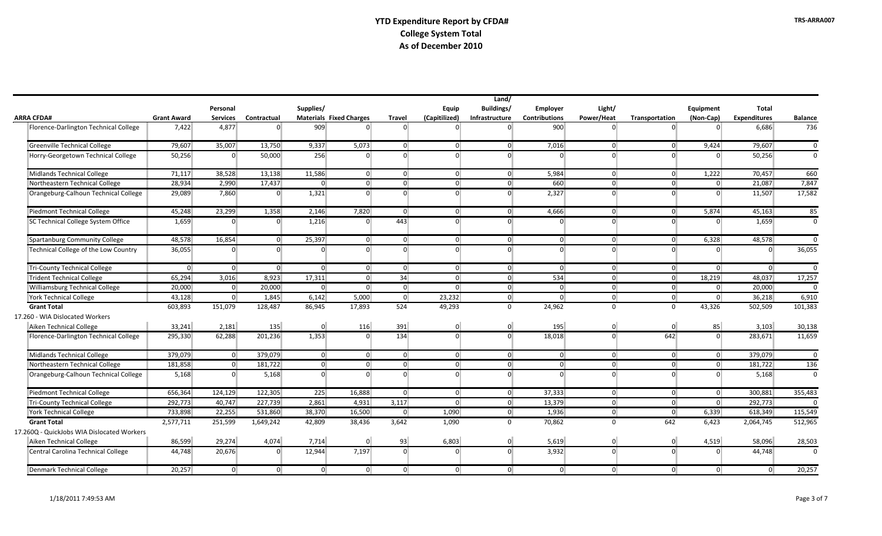# YTD Expenditure Report by CFDA#
## College System Total
## As of December 2010

| ARRA CFDA# | Grant Award | Personal Services | Contractual | Supplies/ Materials | Fixed Charges | Travel | Equip (Capitilized) | Land/ Buildings/ Infrastructure | Employer Contributions | Light/ Power/Heat | Transportation | Equipment (Non-Cap) | Total Expenditures | Balance |
|---|---|---|---|---|---|---|---|---|---|---|---|---|---|---|
| Florence-Darlington Technical College | 7,422 | 4,877 | 0 | 909 | 0 | 0 | 0 | 0 | 900 | 0 | 0 | 0 | 6,686 | 736 |
| Greenville Technical College | 79,607 | 35,007 | 13,750 | 9,337 | 5,073 | 0 | 0 | 0 | 7,016 | 0 | 0 | 9,424 | 79,607 | 0 |
| Horry-Georgetown Technical College | 50,256 | 0 | 50,000 | 256 | 0 | 0 | 0 | 0 | 0 | 0 | 0 | 0 | 50,256 | 0 |
| Midlands Technical College | 71,117 | 38,528 | 13,138 | 11,586 | 0 | 0 | 0 | 0 | 5,984 | 0 | 0 | 1,222 | 70,457 | 660 |
| Northeastern Technical College | 28,934 | 2,990 | 17,437 | 0 | 0 | 0 | 0 | 0 | 660 | 0 | 0 | 0 | 21,087 | 7,847 |
| Orangeburg-Calhoun Technical College | 29,089 | 7,860 | 0 | 1,321 | 0 | 0 | 0 | 0 | 2,327 | 0 | 0 | 0 | 11,507 | 17,582 |
| Piedmont Technical College | 45,248 | 23,299 | 1,358 | 2,146 | 7,820 | 0 | 0 | 0 | 4,666 | 0 | 0 | 5,874 | 45,163 | 85 |
| SC Technical College System Office | 1,659 | 0 | 0 | 1,216 | 0 | 443 | 0 | 0 | 0 | 0 | 0 | 0 | 1,659 | 0 |
| Spartanburg Community College | 48,578 | 16,854 | 0 | 25,397 | 0 | 0 | 0 | 0 | 0 | 0 | 0 | 6,328 | 48,578 | 0 |
| Technical College of the Low Country | 36,055 | 0 | 0 | 0 | 0 | 0 | 0 | 0 | 0 | 0 | 0 | 0 | 0 | 36,055 |
| Tri-County Technical College | 0 | 0 | 0 | 0 | 0 | 0 | 0 | 0 | 0 | 0 | 0 | 0 | 0 | 0 |
| Trident Technical College | 65,294 | 3,016 | 8,923 | 17,311 | 0 | 34 | 0 | 0 | 534 | 0 | 0 | 18,219 | 48,037 | 17,257 |
| Williamsburg Technical College | 20,000 | 0 | 20,000 | 0 | 0 | 0 | 0 | 0 | 0 | 0 | 0 | 0 | 20,000 | 0 |
| York Technical College | 43,128 | 0 | 1,845 | 6,142 | 5,000 | 0 | 23,232 | 0 | 0 | 0 | 0 | 0 | 36,218 | 6,910 |
| **Grant Total** | 603,893 | 151,079 | 128,487 | 86,945 | 17,893 | 524 | 49,293 | 0 | 24,962 | 0 | 0 | 43,326 | 502,509 | 101,383 |
| 17.260 - WIA Dislocated Workers | | | | | | | | | | | | | | |
| Aiken Technical College | 33,241 | 2,181 | 135 | 0 | 116 | 391 | 0 | 0 | 195 | 0 | 0 | 85 | 3,103 | 30,138 |
| Florence-Darlington Technical College | 295,330 | 62,288 | 201,236 | 1,353 | 0 | 134 | 0 | 0 | 18,018 | 0 | 642 | 0 | 283,671 | 11,659 |
| Midlands Technical College | 379,079 | 0 | 379,079 | 0 | 0 | 0 | 0 | 0 | 0 | 0 | 0 | 0 | 379,079 | 0 |
| Northeastern Technical College | 181,858 | 0 | 181,722 | 0 | 0 | 0 | 0 | 0 | 0 | 0 | 0 | 0 | 181,722 | 136 |
| Orangeburg-Calhoun Technical College | 5,168 | 0 | 5,168 | 0 | 0 | 0 | 0 | 0 | 0 | 0 | 0 | 0 | 5,168 | 0 |
| Piedmont Technical College | 656,364 | 124,129 | 122,305 | 225 | 16,888 | 0 | 0 | 0 | 37,333 | 0 | 0 | 0 | 300,881 | 355,483 |
| Tri-County Technical College | 292,773 | 40,747 | 227,739 | 2,861 | 4,931 | 3,117 | 0 | 0 | 13,379 | 0 | 0 | 0 | 292,773 | 0 |
| York Technical College | 733,898 | 22,255 | 531,860 | 38,370 | 16,500 | 0 | 1,090 | 0 | 1,936 | 0 | 0 | 6,339 | 618,349 | 115,549 |
| **Grant Total** | 2,577,711 | 251,599 | 1,649,242 | 42,809 | 38,436 | 3,642 | 1,090 | 0 | 70,862 | 0 | 642 | 6,423 | 2,064,745 | 512,965 |
| 17.260Q - QuickJobs WIA Dislocated Workers | | | | | | | | | | | | | | |
| Aiken Technical College | 86,599 | 29,274 | 4,074 | 7,714 | 0 | 93 | 6,803 | 0 | 5,619 | 0 | 0 | 4,519 | 58,096 | 28,503 |
| Central Carolina Technical College | 44,748 | 20,676 | 0 | 12,944 | 7,197 | 0 | 0 | 0 | 3,932 | 0 | 0 | 0 | 44,748 | 0 |
| Denmark Technical College | 20,257 | 0 | 0 | 0 | 0 | 0 | 0 | 0 | 0 | 0 | 0 | 0 | 0 | 20,257 |

1/18/2011 7:49:53 AM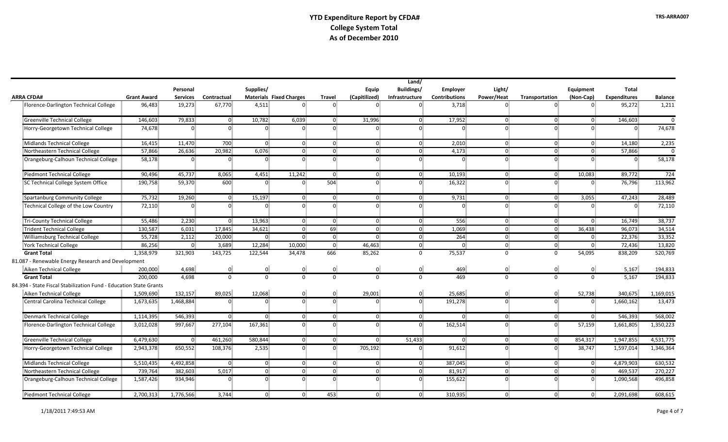# YTD Expenditure Report by CFDA#
## College System Total
## As of December 2010

TRS-ARRA007

| ARRA CFDA# | Grant Award | Personal Services | Contractual | Supplies/ Materials | Fixed Charges | Travel | Equip (Capitilized) | Land/ Buildings/ Infrastructure | Employer Contributions | Light/ Power/Heat | Transportation | Equipment (Non-Cap) | Total Expenditures | Balance |
|---|---|---|---|---|---|---|---|---|---|---|---|---|---|---|
| Florence-Darlington Technical College | 96,483 | 19,273 | 67,770 | 4,511 | 0 | 0 | 0 | 0 | 3,718 | 0 | 0 | 0 | 95,272 | 1,211 |
| Greenville Technical College | 146,603 | 79,833 | 0 | 10,782 | 6,039 | 0 | 31,996 | 0 | 17,952 | 0 | 0 | 0 | 146,603 | 0 |
| Horry-Georgetown Technical College | 74,678 | 0 | 0 | 0 | 0 | 0 | 0 | 0 | 0 | 0 | 0 | 0 | 0 | 74,678 |
| Midlands Technical College | 16,415 | 11,470 | 700 | 0 | 0 | 0 | 0 | 0 | 2,010 | 0 | 0 | 0 | 14,180 | 2,235 |
| Northeastern Technical College | 57,866 | 26,636 | 20,982 | 6,076 | 0 | 0 | 0 | 0 | 4,173 | 0 | 0 | 0 | 57,866 | 0 |
| Orangeburg-Calhoun Technical College | 58,178 | 0 | 0 | 0 | 0 | 0 | 0 | 0 | 0 | 0 | 0 | 0 | 0 | 58,178 |
| Piedmont Technical College | 90,496 | 45,737 | 8,065 | 4,451 | 11,242 | 0 | 0 | 0 | 10,193 | 0 | 0 | 10,083 | 89,772 | 724 |
| SC Technical College System Office | 190,758 | 59,370 | 600 | 0 | 0 | 504 | 0 | 0 | 16,322 | 0 | 0 | 0 | 76,796 | 113,962 |
| Spartanburg Community College | 75,732 | 19,260 | 0 | 15,197 | 0 | 0 | 0 | 0 | 9,731 | 0 | 0 | 3,055 | 47,243 | 28,489 |
| Technical College of the Low Country | 72,110 | 0 | 0 | 0 | 0 | 0 | 0 | 0 | 0 | 0 | 0 | 0 | 0 | 72,110 |
| Tri-County Technical College | 55,486 | 2,230 | 0 | 13,963 | 0 | 0 | 0 | 0 | 556 | 0 | 0 | 0 | 16,749 | 38,737 |
| Trident Technical College | 130,587 | 6,031 | 17,845 | 34,621 | 0 | 69 | 0 | 0 | 1,069 | 0 | 0 | 36,438 | 96,073 | 34,514 |
| Williamsburg Technical College | 55,728 | 2,112 | 20,000 | 0 | 0 | 0 | 0 | 0 | 264 | 0 | 0 | 0 | 22,376 | 33,352 |
| York Technical College | 86,256 | 0 | 3,689 | 12,284 | 10,000 | 0 | 46,463 | 0 | 0 | 0 | 0 | 0 | 72,436 | 13,820 |
| **Grant Total** | 1,358,979 | 321,903 | 143,725 | 122,544 | 34,478 | 666 | 85,262 | 0 | 75,537 | 0 | 0 | 54,095 | 838,209 | 520,769 |
| 81.087 - Renewable Energy Research and Development | | | | | | | | | | | | | | |
| Aiken Technical College | 200,000 | 4,698 | 0 | 0 | 0 | 0 | 0 | 0 | 469 | 0 | 0 | 0 | 5,167 | 194,833 |
| **Grant Total** | 200,000 | 4,698 | 0 | 0 | 0 | 0 | 0 | 0 | 469 | 0 | 0 | 0 | 5,167 | 194,833 |
| 84.394 - State Fiscal Stabilization Fund - Education State Grants | | | | | | | | | | | | | | |
| Aiken Technical College | 1,509,690 | 132,157 | 89,025 | 12,068 | 0 | 0 | 29,001 | 0 | 25,685 | 0 | 0 | 52,738 | 340,675 | 1,169,015 |
| Central Carolina Technical College | 1,673,635 | 1,468,884 | 0 | 0 | 0 | 0 | 0 | 0 | 191,278 | 0 | 0 | 0 | 1,660,162 | 13,473 |
| Denmark Technical College | 1,114,395 | 546,393 | 0 | 0 | 0 | 0 | 0 | 0 | 0 | 0 | 0 | 0 | 546,393 | 568,002 |
| Florence-Darlington Technical College | 3,012,028 | 997,667 | 277,104 | 167,361 | 0 | 0 | 0 | 0 | 162,514 | 0 | 0 | 57,159 | 1,661,805 | 1,350,223 |
| Greenville Technical College | 6,479,630 | 0 | 461,260 | 580,844 | 0 | 0 | 0 | 51,433 | 0 | 0 | 0 | 854,317 | 1,947,855 | 4,531,775 |
| Horry-Georgetown Technical College | 2,943,378 | 650,552 | 108,376 | 2,535 | 0 | 0 | 705,192 | 0 | 91,612 | 0 | 0 | 38,747 | 1,597,014 | 1,346,364 |
| Midlands Technical College | 5,510,435 | 4,492,858 | 0 | 0 | 0 | 0 | 0 | 0 | 387,045 | 0 | 0 | 0 | 4,879,903 | 630,532 |
| Northeastern Technical College | 739,764 | 382,603 | 5,017 | 0 | 0 | 0 | 0 | 0 | 81,917 | 0 | 0 | 0 | 469,537 | 270,227 |
| Orangeburg-Calhoun Technical College | 1,587,426 | 934,946 | 0 | 0 | 0 | 0 | 0 | 0 | 155,622 | 0 | 0 | 0 | 1,090,568 | 496,858 |
| Piedmont Technical College | 2,700,313 | 1,776,566 | 3,744 | 0 | 0 | 453 | 0 | 0 | 310,935 | 0 | 0 | 0 | 2,091,698 | 608,615 |

1/18/2011 7:49:53 AM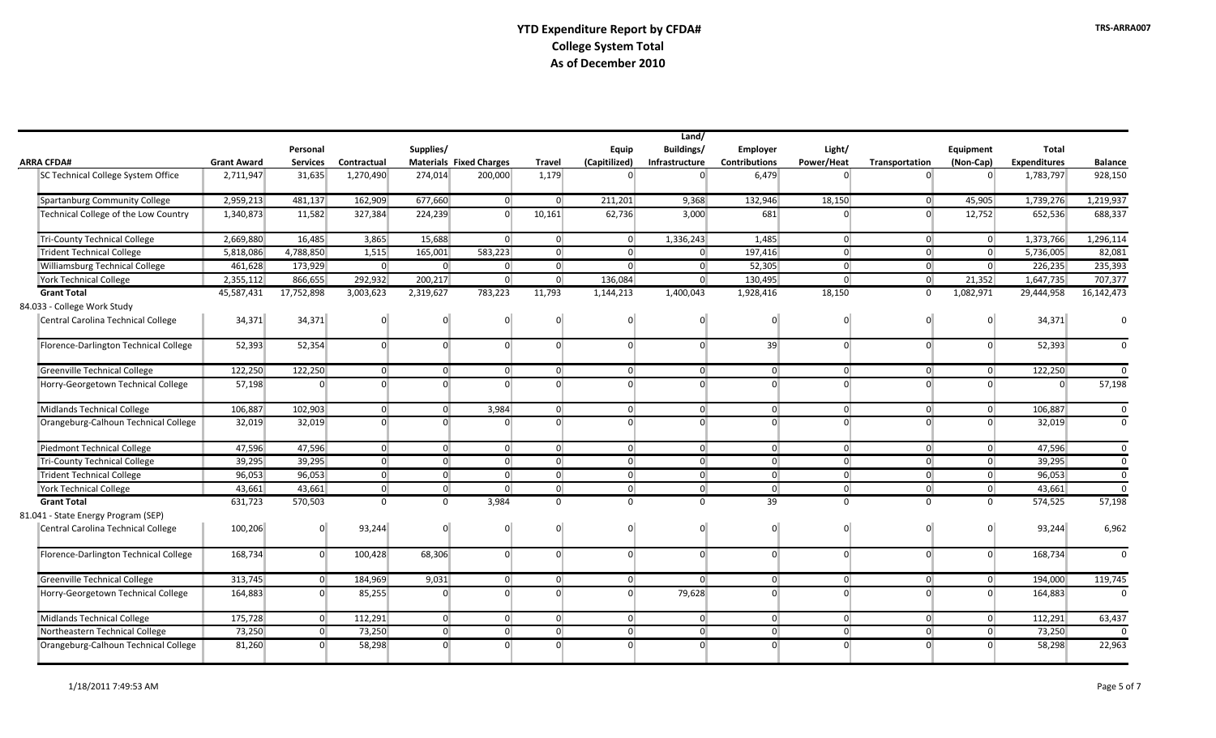# YTD Expenditure Report by CFDA#
## College System Total
## As of December 2010

TRS-ARRA007

| ARRA CFDA# | Grant Award | Personal Services | Contractual | Supplies/ Materials | Fixed Charges | Travel | Equip (Capitilized) | Land/ Buildings/ Infrastructure | Employer Contributions | Light/ Power/Heat | Transportation | Equipment (Non-Cap) | Total Expenditures | Balance |
|---|---|---|---|---|---|---|---|---|---|---|---|---|---|---|
| SC Technical College System Office | 2,711,947 | 31,635 | 1,270,490 | 274,014 | 200,000 | 1,179 | 0 | 0 | 6,479 | 0 | 0 | 0 | 1,783,797 | 928,150 |
| Spartanburg Community College | 2,959,213 | 481,137 | 162,909 | 677,660 | 0 | 0 | 211,201 | 9,368 | 132,946 | 18,150 | 0 | 45,905 | 1,739,276 | 1,219,937 |
| Technical College of the Low Country | 1,340,873 | 11,582 | 327,384 | 224,239 | 0 | 10,161 | 62,736 | 3,000 | 681 | 0 | 0 | 12,752 | 652,536 | 688,337 |
| Tri-County Technical College | 2,669,880 | 16,485 | 3,865 | 15,688 | 0 | 0 | 0 | 1,336,243 | 1,485 | 0 | 0 | 0 | 1,373,766 | 1,296,114 |
| Trident Technical College | 5,818,086 | 4,788,850 | 1,515 | 165,001 | 583,223 | 0 | 0 | 0 | 197,416 | 0 | 0 | 0 | 5,736,005 | 82,081 |
| Williamsburg Technical College | 461,628 | 173,929 | 0 | 0 | 0 | 0 | 0 | 0 | 52,305 | 0 | 0 | 0 | 226,235 | 235,393 |
| York Technical College | 2,355,112 | 866,655 | 292,932 | 200,217 | 0 | 0 | 136,084 | 0 | 130,495 | 0 | 0 | 21,352 | 1,647,735 | 707,377 |
| **Grant Total** | 45,587,431 | 17,752,898 | 3,003,623 | 2,319,627 | 783,223 | 11,793 | 1,144,213 | 1,400,043 | 1,928,416 | 18,150 | 0 | 1,082,971 | 29,444,958 | 16,142,473 |
| 84.033 - College Work Study | | | | | | | | | | | | | | |
| Central Carolina Technical College | 34,371 | 34,371 | 0 | 0 | 0 | 0 | 0 | 0 | 0 | 0 | 0 | 0 | 34,371 | 0 |
| Florence-Darlington Technical College | 52,393 | 52,354 | 0 | 0 | 0 | 0 | 0 | 0 | 39 | 0 | 0 | 0 | 52,393 | 0 |
| Greenville Technical College | 122,250 | 122,250 | 0 | 0 | 0 | 0 | 0 | 0 | 0 | 0 | 0 | 0 | 122,250 | 0 |
| Horry-Georgetown Technical College | 57,198 | 0 | 0 | 0 | 0 | 0 | 0 | 0 | 0 | 0 | 0 | 0 | 0 | 57,198 |
| Midlands Technical College | 106,887 | 102,903 | 0 | 0 | 3,984 | 0 | 0 | 0 | 0 | 0 | 0 | 0 | 106,887 | 0 |
| Orangeburg-Calhoun Technical College | 32,019 | 32,019 | 0 | 0 | 0 | 0 | 0 | 0 | 0 | 0 | 0 | 0 | 32,019 | 0 |
| Piedmont Technical College | 47,596 | 47,596 | 0 | 0 | 0 | 0 | 0 | 0 | 0 | 0 | 0 | 0 | 47,596 | 0 |
| Tri-County Technical College | 39,295 | 39,295 | 0 | 0 | 0 | 0 | 0 | 0 | 0 | 0 | 0 | 0 | 39,295 | 0 |
| Trident Technical College | 96,053 | 96,053 | 0 | 0 | 0 | 0 | 0 | 0 | 0 | 0 | 0 | 0 | 96,053 | 0 |
| York Technical College | 43,661 | 43,661 | 0 | 0 | 0 | 0 | 0 | 0 | 0 | 0 | 0 | 0 | 43,661 | 0 |
| **Grant Total** | 631,723 | 570,503 | 0 | 0 | 3,984 | 0 | 0 | 0 | 39 | 0 | 0 | 0 | 574,525 | 57,198 |
| 81.041 - State Energy Program (SEP) | | | | | | | | | | | | | | |
| Central Carolina Technical College | 100,206 | 0 | 93,244 | 0 | 0 | 0 | 0 | 0 | 0 | 0 | 0 | 0 | 93,244 | 6,962 |
| Florence-Darlington Technical College | 168,734 | 0 | 100,428 | 68,306 | 0 | 0 | 0 | 0 | 0 | 0 | 0 | 0 | 168,734 | 0 |
| Greenville Technical College | 313,745 | 0 | 184,969 | 9,031 | 0 | 0 | 0 | 0 | 0 | 0 | 0 | 0 | 194,000 | 119,745 |
| Horry-Georgetown Technical College | 164,883 | 0 | 85,255 | 0 | 0 | 0 | 0 | 79,628 | 0 | 0 | 0 | 0 | 164,883 | 0 |
| Midlands Technical College | 175,728 | 0 | 112,291 | 0 | 0 | 0 | 0 | 0 | 0 | 0 | 0 | 0 | 112,291 | 63,437 |
| Northeastern Technical College | 73,250 | 0 | 73,250 | 0 | 0 | 0 | 0 | 0 | 0 | 0 | 0 | 0 | 73,250 | 0 |
| Orangeburg-Calhoun Technical College | 81,260 | 0 | 58,298 | 0 | 0 | 0 | 0 | 0 | 0 | 0 | 0 | 0 | 58,298 | 22,963 |

1/18/2011 7:49:53 AM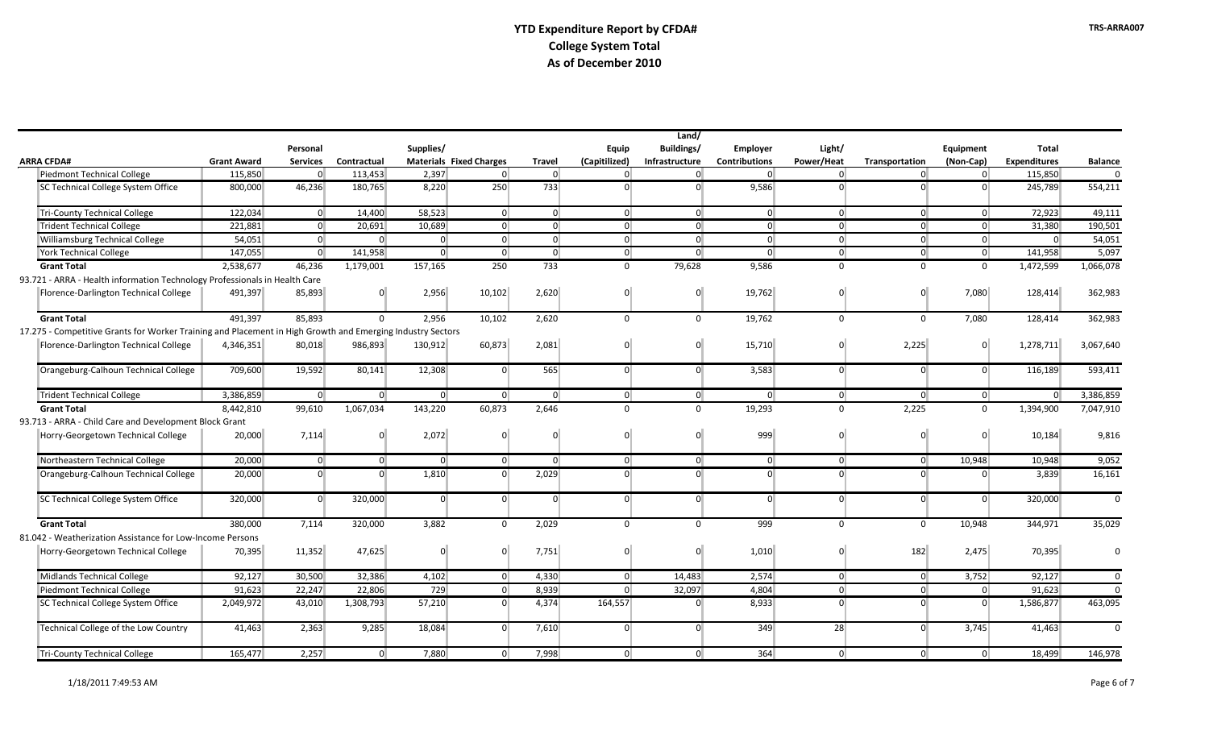# YTD Expenditure Report by CFDA#
## College System Total
## As of December 2010

| ARRA CFDA# | Grant Award | Personal Services | Contractual | Supplies/ Materials | Fixed Charges | Travel | Equip (Capitilized) | Land/ Buildings/ Infrastructure | Employer Contributions | Light/ Power/Heat | Transportation | Equipment (Non-Cap) | Total Expenditures | Balance |
|---|---|---|---|---|---|---|---|---|---|---|---|---|---|---|
| Piedmont Technical College | 115,850 | 0 | 113,453 | 2,397 | 0 | 0 | 0 | 0 | 0 | 0 | 0 | 0 | 115,850 | 0 |
| SC Technical College System Office | 800,000 | 46,236 | 180,765 | 8,220 | 250 | 733 | 0 | 0 | 9,586 | 0 | 0 | 0 | 245,789 | 554,211 |
| Tri-County Technical College | 122,034 | 0 | 14,400 | 58,523 | 0 | 0 | 0 | 0 | 0 | 0 | 0 | 0 | 72,923 | 49,111 |
| Trident Technical College | 221,881 | 0 | 20,691 | 10,689 | 0 | 0 | 0 | 0 | 0 | 0 | 0 | 0 | 31,380 | 190,501 |
| Williamsburg Technical College | 54,051 | 0 | 0 | 0 | 0 | 0 | 0 | 0 | 0 | 0 | 0 | 0 | 0 | 54,051 |
| York Technical College | 147,055 | 0 | 141,958 | 0 | 0 | 0 | 0 | 0 | 0 | 0 | 0 | 0 | 141,958 | 5,097 |
| **Grant Total** | 2,538,677 | 46,236 | 1,179,001 | 157,165 | 250 | 733 | 0 | 79,628 | 9,586 | 0 | 0 | 0 | 1,472,599 | 1,066,078 |
| 93.721 - ARRA - Health information Technology Professionals in Health Care | | | | | | | | | | | | | | |
| Florence-Darlington Technical College | 491,397 | 85,893 | 0 | 2,956 | 10,102 | 2,620 | 0 | 0 | 19,762 | 0 | 0 | 7,080 | 128,414 | 362,983 |
| **Grant Total** | 491,397 | 85,893 | 0 | 2,956 | 10,102 | 2,620 | 0 | 0 | 19,762 | 0 | 0 | 7,080 | 128,414 | 362,983 |
| 17.275 - Competitive Grants for Worker Training and Placement in High Growth and Emerging Industry Sectors | | | | | | | | | | | | | | |
| Florence-Darlington Technical College | 4,346,351 | 80,018 | 986,893 | 130,912 | 60,873 | 2,081 | 0 | 0 | 15,710 | 0 | 2,225 | 0 | 1,278,711 | 3,067,640 |
| Orangeburg-Calhoun Technical College | 709,600 | 19,592 | 80,141 | 12,308 | 0 | 565 | 0 | 0 | 3,583 | 0 | 0 | 0 | 116,189 | 593,411 |
| Trident Technical College | 3,386,859 | 0 | 0 | 0 | 0 | 0 | 0 | 0 | 0 | 0 | 0 | 0 | 0 | 3,386,859 |
| **Grant Total** | 8,442,810 | 99,610 | 1,067,034 | 143,220 | 60,873 | 2,646 | 0 | 0 | 19,293 | 0 | 2,225 | 0 | 1,394,900 | 7,047,910 |
| 93.713 - ARRA - Child Care and Development Block Grant | | | | | | | | | | | | | | |
| Horry-Georgetown Technical College | 20,000 | 7,114 | 0 | 2,072 | 0 | 0 | 0 | 0 | 999 | 0 | 0 | 0 | 10,184 | 9,816 |
| Northeastern Technical College | 20,000 | 0 | 0 | 0 | 0 | 0 | 0 | 0 | 0 | 0 | 0 | 10,948 | 10,948 | 9,052 |
| Orangeburg-Calhoun Technical College | 20,000 | 0 | 0 | 1,810 | 0 | 2,029 | 0 | 0 | 0 | 0 | 0 | 0 | 3,839 | 16,161 |
| SC Technical College System Office | 320,000 | 0 | 320,000 | 0 | 0 | 0 | 0 | 0 | 0 | 0 | 0 | 0 | 320,000 | 0 |
| **Grant Total** | 380,000 | 7,114 | 320,000 | 3,882 | 0 | 2,029 | 0 | 0 | 999 | 0 | 0 | 10,948 | 344,971 | 35,029 |
| 81.042 - Weatherization Assistance for Low-Income Persons | | | | | | | | | | | | | | |
| Horry-Georgetown Technical College | 70,395 | 11,352 | 47,625 | 0 | 0 | 7,751 | 0 | 0 | 1,010 | 0 | 182 | 2,475 | 70,395 | 0 |
| Midlands Technical College | 92,127 | 30,500 | 32,386 | 4,102 | 0 | 4,330 | 0 | 14,483 | 2,574 | 0 | 0 | 3,752 | 92,127 | 0 |
| Piedmont Technical College | 91,623 | 22,247 | 22,806 | 729 | 0 | 8,939 | 0 | 32,097 | 4,804 | 0 | 0 | 0 | 91,623 | 0 |
| SC Technical College System Office | 2,049,972 | 43,010 | 1,308,793 | 57,210 | 0 | 4,374 | 164,557 | 0 | 8,933 | 0 | 0 | 0 | 1,586,877 | 463,095 |
| Technical College of the Low Country | 41,463 | 2,363 | 9,285 | 18,084 | 0 | 7,610 | 0 | 0 | 349 | 28 | 0 | 3,745 | 41,463 | 0 |
| Tri-County Technical College | 165,477 | 2,257 | 0 | 7,880 | 0 | 7,998 | 0 | 0 | 364 | 0 | 0 | 0 | 18,499 | 146,978 |

1/18/2011 7:49:53 AM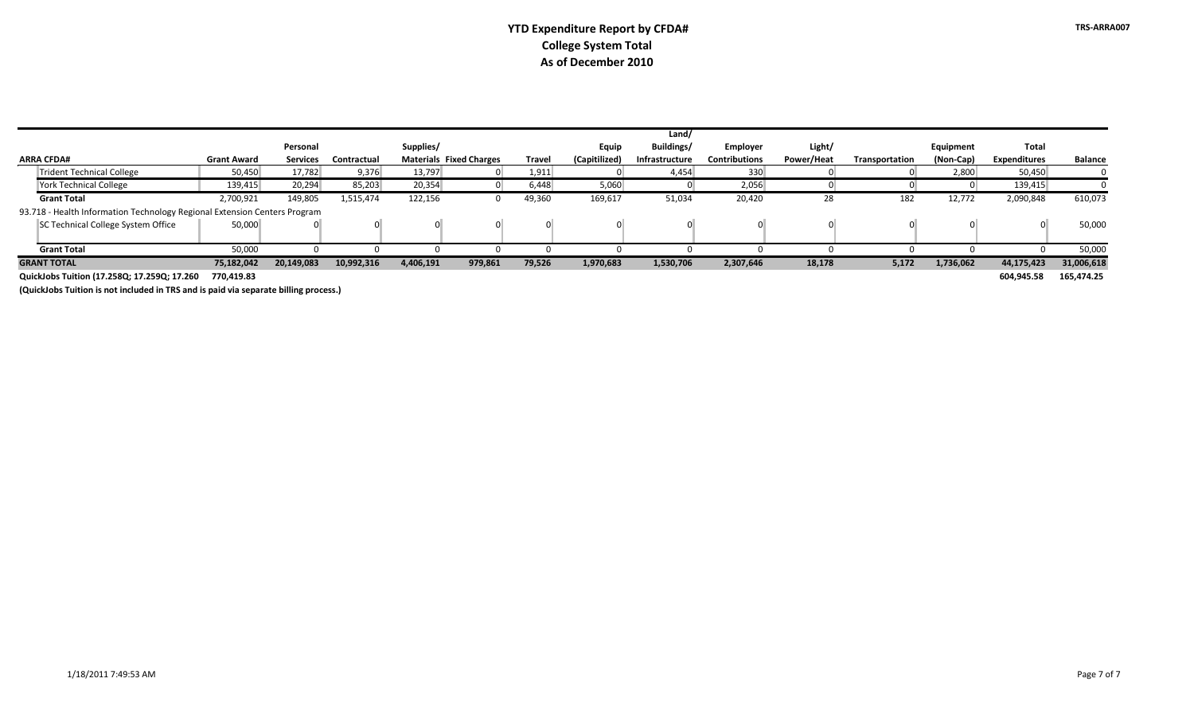# YTD Expenditure Report by CFDA#
## College System Total
## As of December 2010

TRS-ARRA007

| ARRA CFDA# | Grant Award | Personal Services | Contractual | Supplies/ Materials | Fixed Charges | Travel | Equip (Capitilized) | Land/ Buildings/ Infrastructure | Employer Contributions | Light/ Power/Heat | Transportation | Equipment (Non-Cap) | Total Expenditures | Balance |
|---|---|---|---|---|---|---|---|---|---|---|---|---|---|---|
| Trident Technical College | 50,450 | 17,782 | 9,376 | 13,797 | 0 | 1,911 | 0 | 4,454 | 330 | 0 | 0 | 2,800 | 50,450 | 0 |
| York Technical College | 139,415 | 20,294 | 85,203 | 20,354 | 0 | 6,448 | 5,060 | 0 | 2,056 | 0 | 0 | 0 | 139,415 | 0 |
| **Grant Total** | 2,700,921 | 149,805 | 1,515,474 | 122,156 | 0 | 49,360 | 169,617 | 51,034 | 20,420 | 28 | 182 | 12,772 | 2,090,848 | 610,073 |
| 93.718 - Health Information Technology Regional Extension Centers Program | | | | | | | | | | | | | | |
| SC Technical College System Office | 50,000 | 0 | 0 | 0 | 0 | 0 | 0 | 0 | 0 | 0 | 0 | 0 | 0 | 50,000 |
| **Grant Total** | 50,000 | 0 | 0 | 0 | 0 | 0 | 0 | 0 | 0 | 0 | 0 | 0 | 0 | 50,000 |
| **GRANT TOTAL** | **75,182,042** | **20,149,083** | **10,992,316** | **4,406,191** | **979,861** | **79,526** | **1,970,683** | **1,530,706** | **2,307,646** | **18,178** | **5,172** | **1,736,062** | **44,175,423** | **31,006,618** |
| **QuickJobs Tuition (17.258Q; 17.259Q; 17.260** | **770,419.83** | | | | | | | | | | | | **604,945.58** | **165,474.25** |

**(QuickJobs Tuition is not included in TRS and is paid via separate billing process.)**

1/18/2011 7:49:53 AM